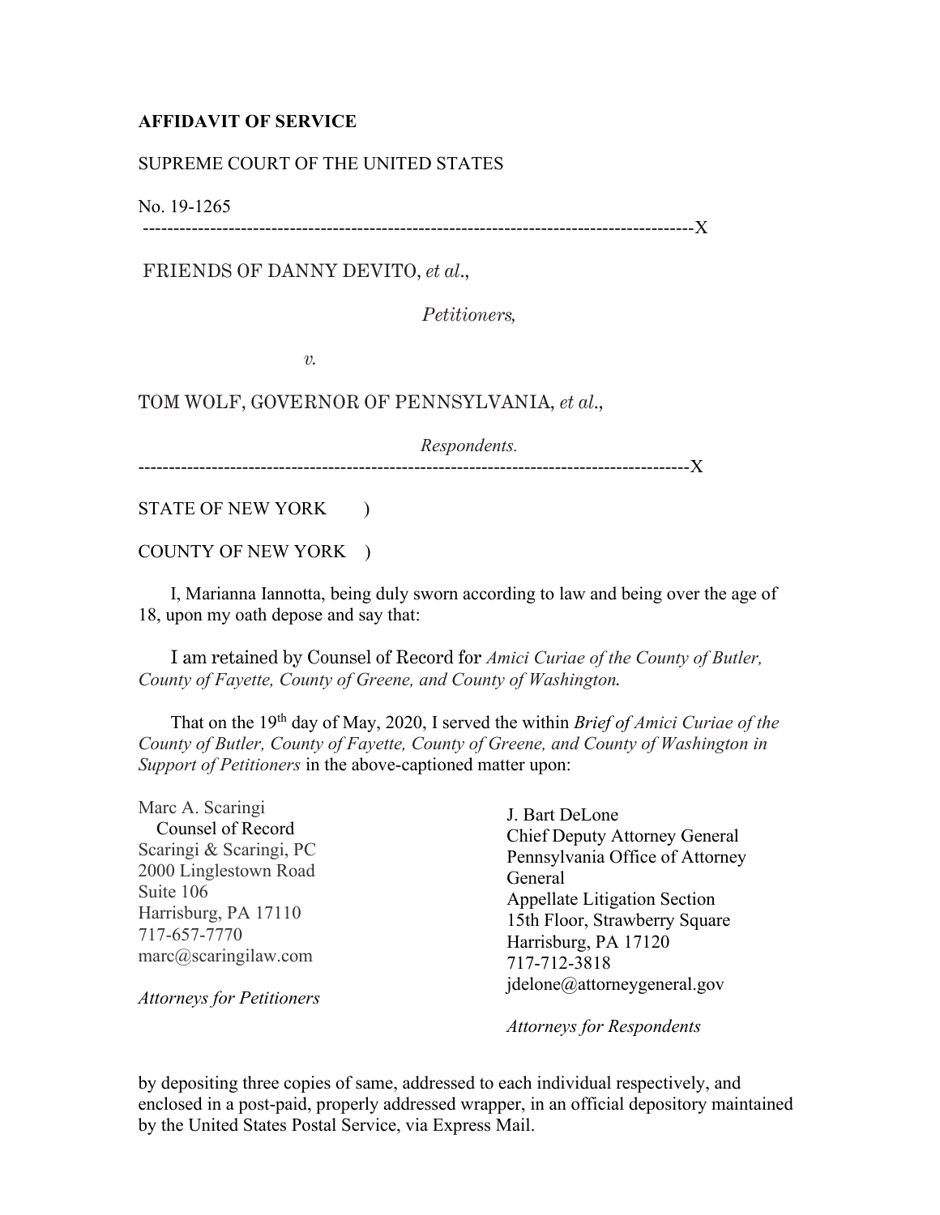**AFFIDAVIT OF SERVICE**

SUPREME COURT OF THE UNITED STATES

No. 19-1265

------------------------------------------------------------------------------------------X

FRIENDS OF DANNY DEVITO, *et al*.,

*Petitioners,*

*v.*

TOM WOLF, GOVERNOR OF PENNSYLVANIA, *et al*.,

*Respondents.*

------------------------------------------------------------------------------------------X

STATE OF NEW YORK )

COUNTY OF NEW YORK )

I, Marianna Iannotta, being duly sworn according to law and being over the age of 18, upon my oath depose and say that:

I am retained by Counsel of Record for *Amici Curiae of the County of Butler, County of Fayette, County of Greene, and County of Washington.*

That on the 19th day of May, 2020, I served the within *Brief of Amici Curiae of the County of Butler, County of Fayette, County of Greene, and County of Washington in Support of Petitioners* in the above-captioned matter upon:

Marc A. Scaringi
Counsel of Record
Scaringi & Scaringi, PC
2000 Linglestown Road
Suite 106
Harrisburg, PA 17110
717-657-7770
marc@scaringilaw.com

*Attorneys for Petitioners*

J. Bart DeLone
Chief Deputy Attorney General
Pennsylvania Office of Attorney General
Appellate Litigation Section
15th Floor, Strawberry Square
Harrisburg, PA 17120
717-712-3818
jdelone@attorneygeneral.gov

*Attorneys for Respondents*

by depositing three copies of same, addressed to each individual respectively, and enclosed in a post-paid, properly addressed wrapper, in an official depository maintained by the United States Postal Service, via Express Mail.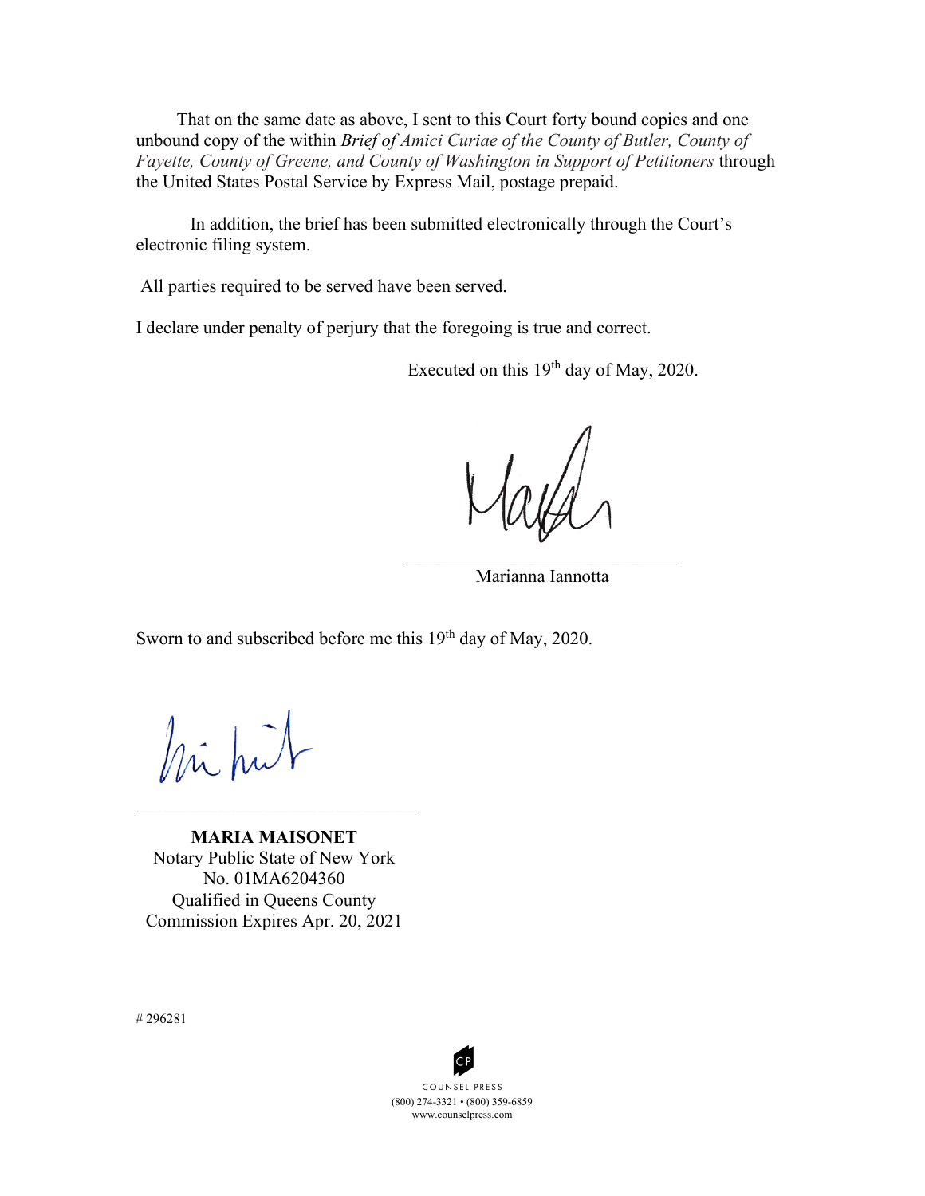That on the same date as above, I sent to this Court forty bound copies and one unbound copy of the within *Brief of Amici Curiae of the County of Butler, County of Fayette, County of Greene, and County of Washington in Support of Petitioners* through the United States Postal Service by Express Mail, postage prepaid.

In addition, the brief has been submitted electronically through the Court's electronic filing system.

All parties required to be served have been served.

I declare under penalty of perjury that the foregoing is true and correct.

Executed on this 19th day of May, 2020.

\_\_\_\_\_\_\_\_\_\_\_\_\_\_\_\_\_\_\_\_\_\_\_\_\_\_\_\_\_\_

Marianna Iannotta

Sworn to and subscribed before me this 19th day of May, 2020.

\_\_\_\_\_\_\_\_\_\_\_\_\_\_\_\_\_\_\_\_\_\_\_\_\_\_\_\_\_\_

**MARIA MAISONET**
Notary Public State of New York
No. 01MA6204360
Qualified in Queens County
Commission Expires Apr. 20, 2021

# 296281

COUNSEL PRESS
(800) 274-3321 • (800) 359-6859
www.counselpress.com